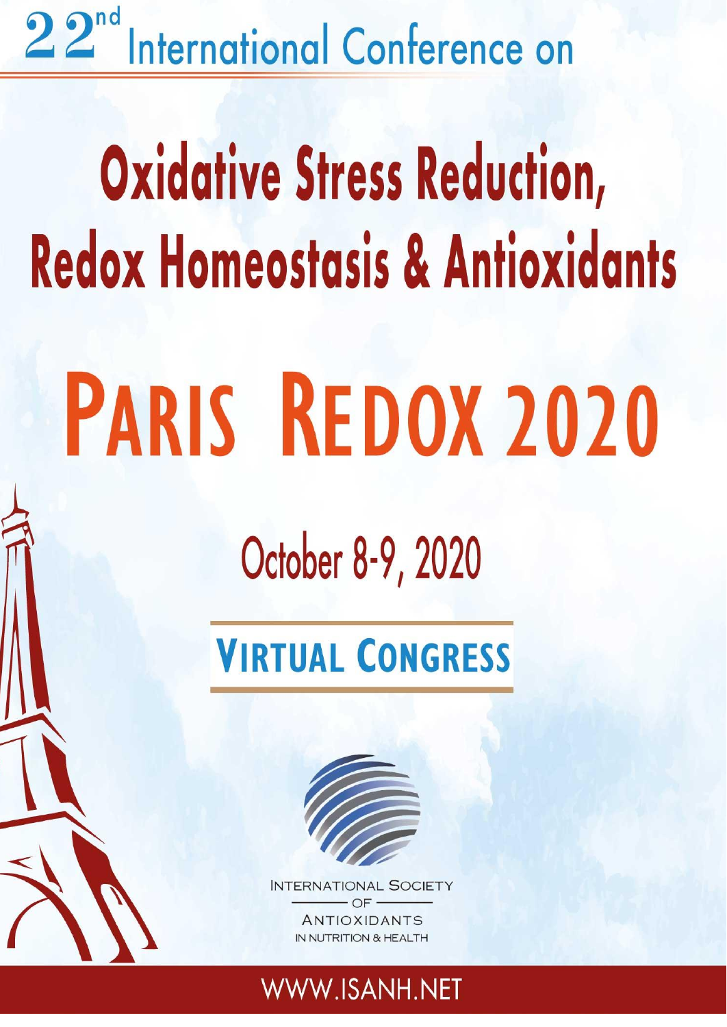22nd International Conference on

# Oxidative Stress Reduction, Redox Homeostasis & Antioxidants

# PARIS REDOX 2020

## October 8-9, 2020

**VIRTUAL CONGRESS**

INTERNATIONAL SOCIETY OF ANTIOXIDANTS IN NUTRITION & HEALTH

WWW.ISANH.NET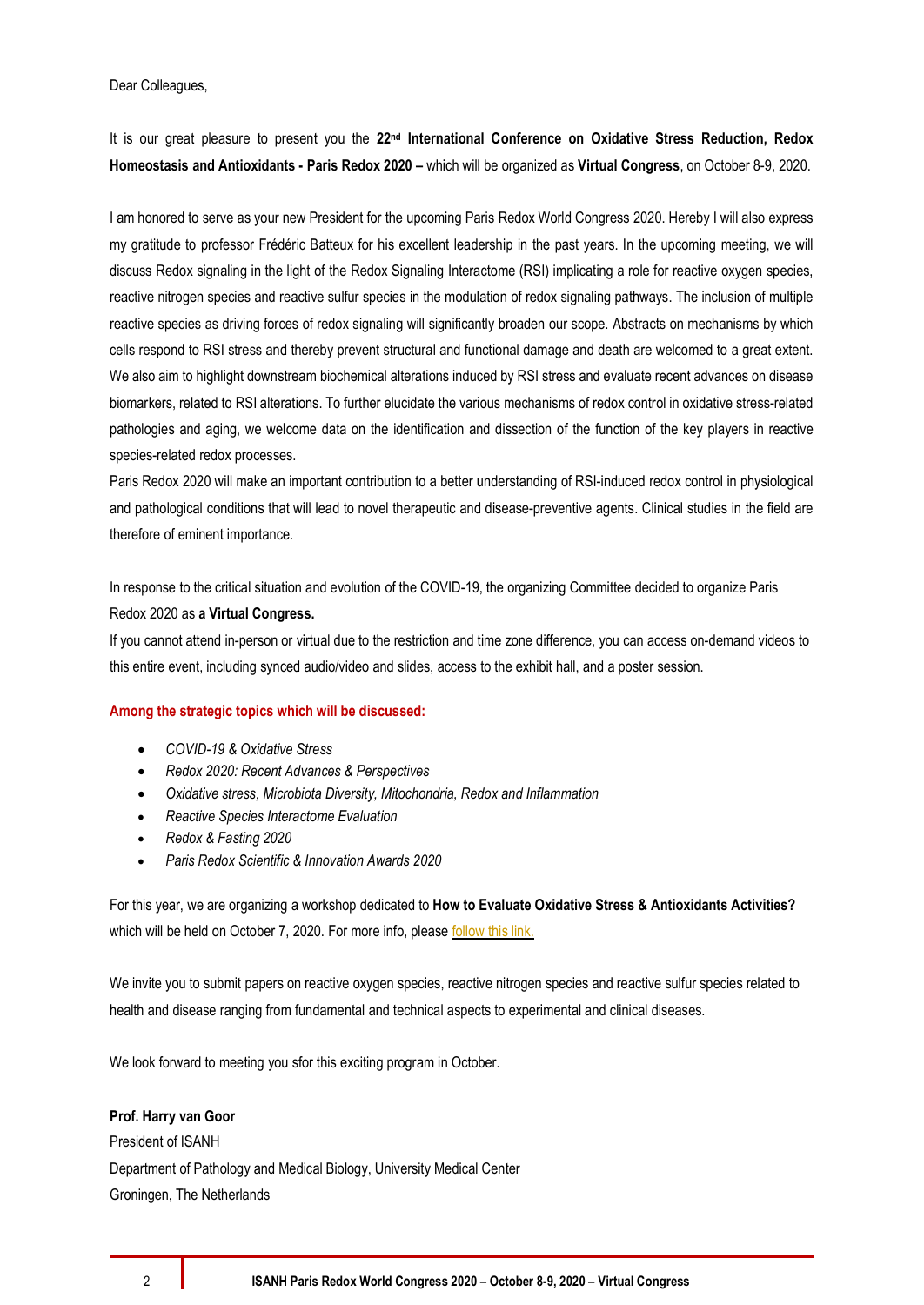Dear Colleagues,

It is our great pleasure to present you the **22nd International Conference on Oxidative Stress Reduction, Redox Homeostasis and Antioxidants - Paris Redox 2020 –** which will be organized as **Virtual Congress**, on October 8-9, 2020.

I am honored to serve as your new President for the upcoming Paris Redox World Congress 2020. Hereby I will also express my gratitude to professor Frédéric Batteux for his excellent leadership in the past years. In the upcoming meeting, we will discuss Redox signaling in the light of the Redox Signaling Interactome (RSI) implicating a role for reactive oxygen species, reactive nitrogen species and reactive sulfur species in the modulation of redox signaling pathways. The inclusion of multiple reactive species as driving forces of redox signaling will significantly broaden our scope. Abstracts on mechanisms by which cells respond to RSI stress and thereby prevent structural and functional damage and death are welcomed to a great extent. We also aim to highlight downstream biochemical alterations induced by RSI stress and evaluate recent advances on disease biomarkers, related to RSI alterations. To further elucidate the various mechanisms of redox control in oxidative stress-related pathologies and aging, we welcome data on the identification and dissection of the function of the key players in reactive species-related redox processes.

Paris Redox 2020 will make an important contribution to a better understanding of RSI-induced redox control in physiological and pathological conditions that will lead to novel therapeutic and disease-preventive agents. Clinical studies in the field are therefore of eminent importance.

In response to the critical situation and evolution of the COVID-19, the organizing Committee decided to organize Paris Redox 2020 as **a Virtual Congress.**

If you cannot attend in-person or virtual due to the restriction and time zone difference, you can access on-demand videos to this entire event, including synced audio/video and slides, access to the exhibit hall, and a poster session.

**Among the strategic topics which will be discussed:**

- *COVID-19 & Oxidative Stress*
- *Redox 2020: Recent Advances & Perspectives*
- *Oxidative stress, Microbiota Diversity, Mitochondria, Redox and Inflammation*
- *Reactive Species Interactome Evaluation*
- *Redox & Fasting 2020*
- *Paris Redox Scientific & Innovation Awards 2020*

For this year, we are organizing a workshop dedicated to **How to Evaluate Oxidative Stress & Antioxidants Activities?** which will be held on October 7, 2020. For more info, please follow this link.

We invite you to submit papers on reactive oxygen species, reactive nitrogen species and reactive sulfur species related to health and disease ranging from fundamental and technical aspects to experimental and clinical diseases.

We look forward to meeting you sfor this exciting program in October.

**Prof. Harry van Goor**
President of ISANH
Department of Pathology and Medical Biology, University Medical Center
Groningen, The Netherlands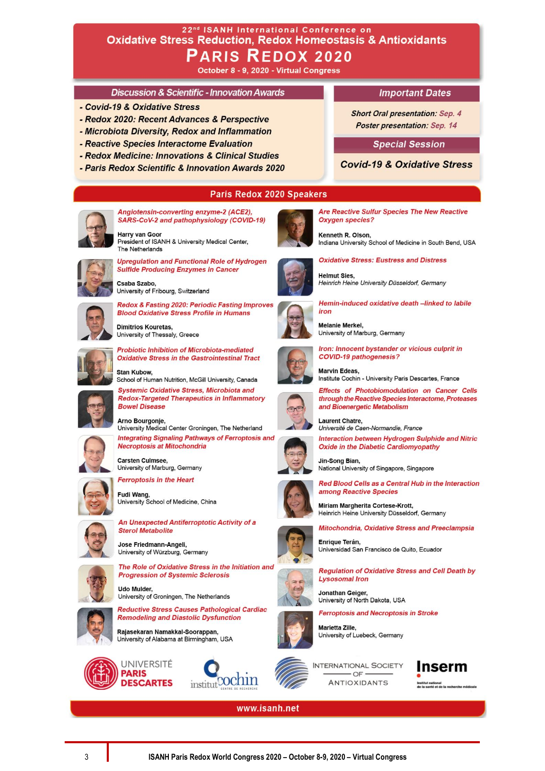# 22nd ISANH International Conference on Oxidative Stress Reduction, Redox Homeostasis & Antioxidants

# PARIS REDOX 2020

October 8 - 9, 2020 - Virtual Congress

## Discussion & Scientific - Innovation Awards

- *Covid-19 & Oxidative Stress*
- *Redox 2020: Recent Advances & Perspective*
- *Microbiota Diversity, Redox and Inflammation*
- *Reactive Species Interactome Evaluation*
- *Redox Medicine: Innovations & Clinical Studies*
- *Paris Redox Scientific & Innovation Awards 2020*

## Important Dates

*Short Oral presentation: Sep. 4*

*Poster presentation: Sep. 14*

## Special Session

*Covid-19 & Oxidative Stress*

## Paris Redox 2020 Speakers

*Angiotensin-converting enzyme-2 (ACE2), SARS-CoV-2 and pathophysiology (COVID-19)*
**Harry van Goor**
President of ISANH & University Medical Center, The Netherlands

*Upregulation and Functional Role of Hydrogen Sulfide Producing Enzymes in Cancer*
**Csaba Szabo,**
University of Fribourg, Switzerland

*Redox & Fasting 2020: Periodic Fasting Improves Blood Oxidative Stress Profile in Humans*
**Dimitrios Kouretas,**
University of Thessaly, Greece

*Probiotic Inhibition of Microbiota-mediated Oxidative Stress in the Gastrointestinal Tract*
**Stan Kubow,**
School of Human Nutrition, McGill University, Canada

*Systemic Oxidative Stress, Microbiota and Redox-Targeted Therapeutics in Inflammatory Bowel Disease*
**Arno Bourgonje,**
University Medical Center Groningen, The Netherland

*Integrating Signaling Pathways of Ferroptosis and Necroptosis at Mitochondria*
**Carsten Culmsee,**
University of Marburg, Germany

*Ferroptosis in the Heart*
**Fudi Wang,**
University School of Medicine, China

*An Unexpected Antiferroptotic Activity of a Sterol Metabolite*
**Jose Friedmann-Angeli,**
University of Würzburg, Germany

*The Role of Oxidative Stress in the Initiation and Progression of Systemic Sclerosis*
**Udo Mulder,**
University of Groningen, The Netherlands

*Reductive Stress Causes Pathological Cardiac Remodeling and Diastolic Dysfunction*
**Rajasekaran Namakkal-Soorappan,**
University of Alabama at Birmingham, USA

*Are Reactive Sulfur Species The New Reactive Oxygen species?*
**Kenneth R. Olson,**
Indiana University School of Medicine in South Bend, USA

*Oxidative Stress: Eustress and Distress*
**Helmut Sies,**
*Heinrich Heine University Düsseldorf, Germany*

*Hemin-induced oxidative death –linked to labile iron*
**Melanie Merkel,**
University of Marburg, Germany

*Iron: Innocent bystander or vicious culprit in COVID-19 pathogenesis?*
**Marvin Edeas,**
Institute Cochin - University Paris Descartes, France

*Effects of Photobiomodulation on Cancer Cells through the Reactive Species Interactome, Proteases and Bioenergetic Metabolism*
**Laurent Chatre,**
*Université de Caen-Normandie, France*

*Interaction between Hydrogen Sulphide and Nitric Oxide in the Diabetic Cardiomyopathy*
**Jin-Song Bian,**
National University of Singapore, Singapore

*Red Blood Cells as a Central Hub in the Interaction among Reactive Species*
**Miriam Margherita Cortese-Krott,**
Heinrich Heine University Düsseldorf, Germany

*Mitochondria, Oxidative Stress and Preeclampsia*
**Enrique Terán,**
Universidad San Francisco de Quito, Ecuador

*Regulation of Oxidative Stress and Cell Death by Lysosomal Iron*
**Jonathan Geiger,**
University of North Dakota, USA

*Ferroptosis and Necroptosis in Stroke*
**Marietta Zille,**
University of Luebeck, Germany

UNIVERSITÉ PARIS DESCARTES — institut Cochin — INTERNATIONAL SOCIETY OF ANTIOXIDANTS — Inserm

www.isanh.net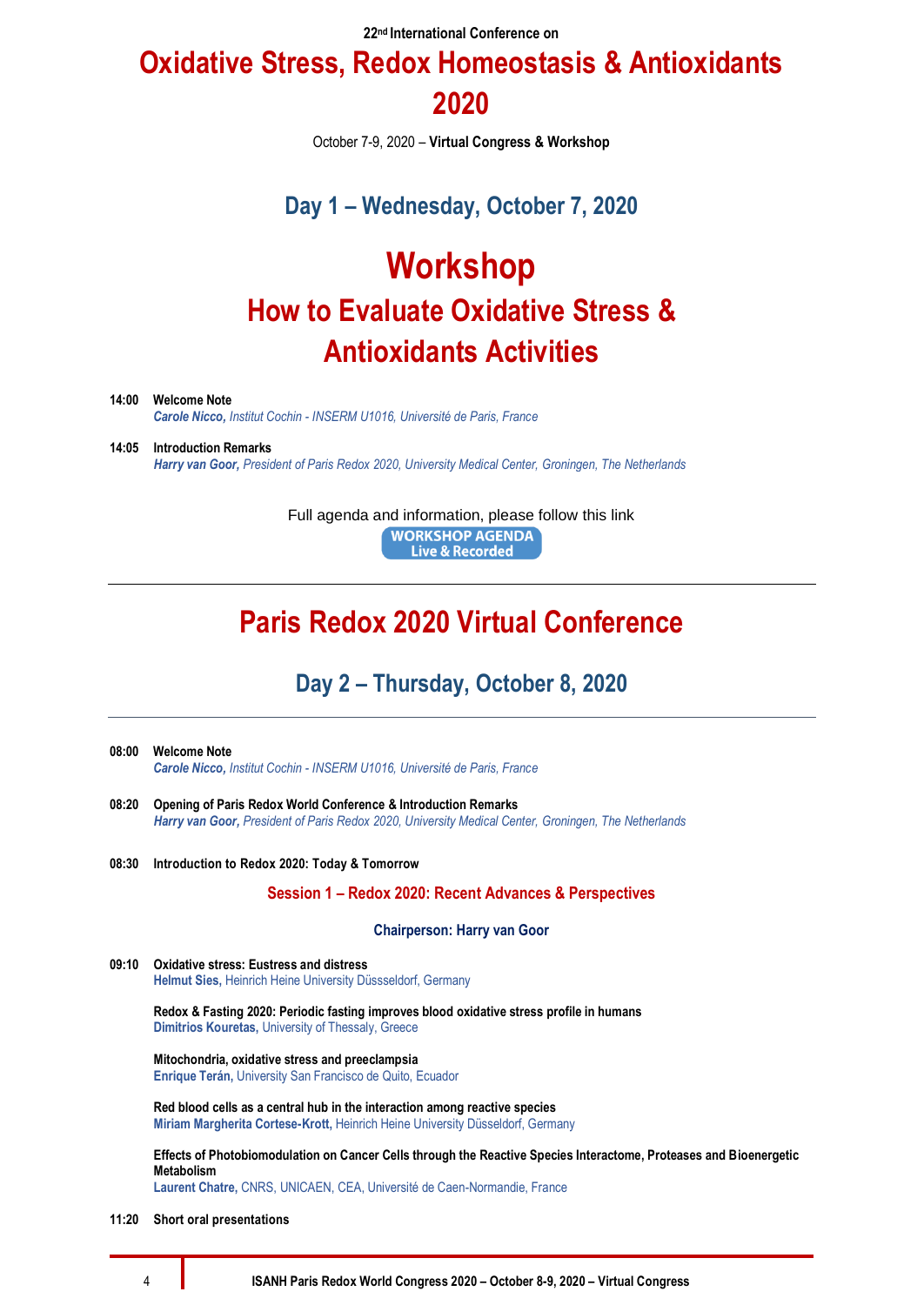22nd International Conference on

# Oxidative Stress, Redox Homeostasis & Antioxidants 2020

October 7-9, 2020 – **Virtual Congress & Workshop**

## Day 1 – Wednesday, October 7, 2020

# Workshop

## How to Evaluate Oxidative Stress & Antioxidants Activities

**14:00 Welcome Note**
***Carole Nicco,*** *Institut Cochin - INSERM U1016, Université de Paris, France*

**14:05 Introduction Remarks**
***Harry van Goor,*** *President of Paris Redox 2020, University Medical Center, Groningen, The Netherlands*

Full agenda and information, please follow this link

WORKSHOP AGENDA
Live & Recorded

---

# Paris Redox 2020 Virtual Conference

## Day 2 – Thursday, October 8, 2020

---

**08:00 Welcome Note**
***Carole Nicco,*** *Institut Cochin - INSERM U1016, Université de Paris, France*

**08:20 Opening of Paris Redox World Conference & Introduction Remarks**
***Harry van Goor,*** *President of Paris Redox 2020, University Medical Center, Groningen, The Netherlands*

**08:30 Introduction to Redox 2020: Today & Tomorrow**

### Session 1 – Redox 2020: Recent Advances & Perspectives

**Chairperson: Harry van Goor**

**09:10 Oxidative stress: Eustress and distress**
**Helmut Sies,** Heinrich Heine University Düsseldorf, Germany

**Redox & Fasting 2020: Periodic fasting improves blood oxidative stress profile in humans**
**Dimitrios Kouretas,** University of Thessaly, Greece

**Mitochondria, oxidative stress and preeclampsia**
**Enrique Terán,** University San Francisco de Quito, Ecuador

**Red blood cells as a central hub in the interaction among reactive species**
**Miriam Margherita Cortese-Krott,** Heinrich Heine University Düsseldorf, Germany

**Effects of Photobiomodulation on Cancer Cells through the Reactive Species Interactome, Proteases and Bioenergetic Metabolism**
**Laurent Chatre,** CNRS, UNICAEN, CEA, Université de Caen-Normandie, France

**11:20 Short oral presentations**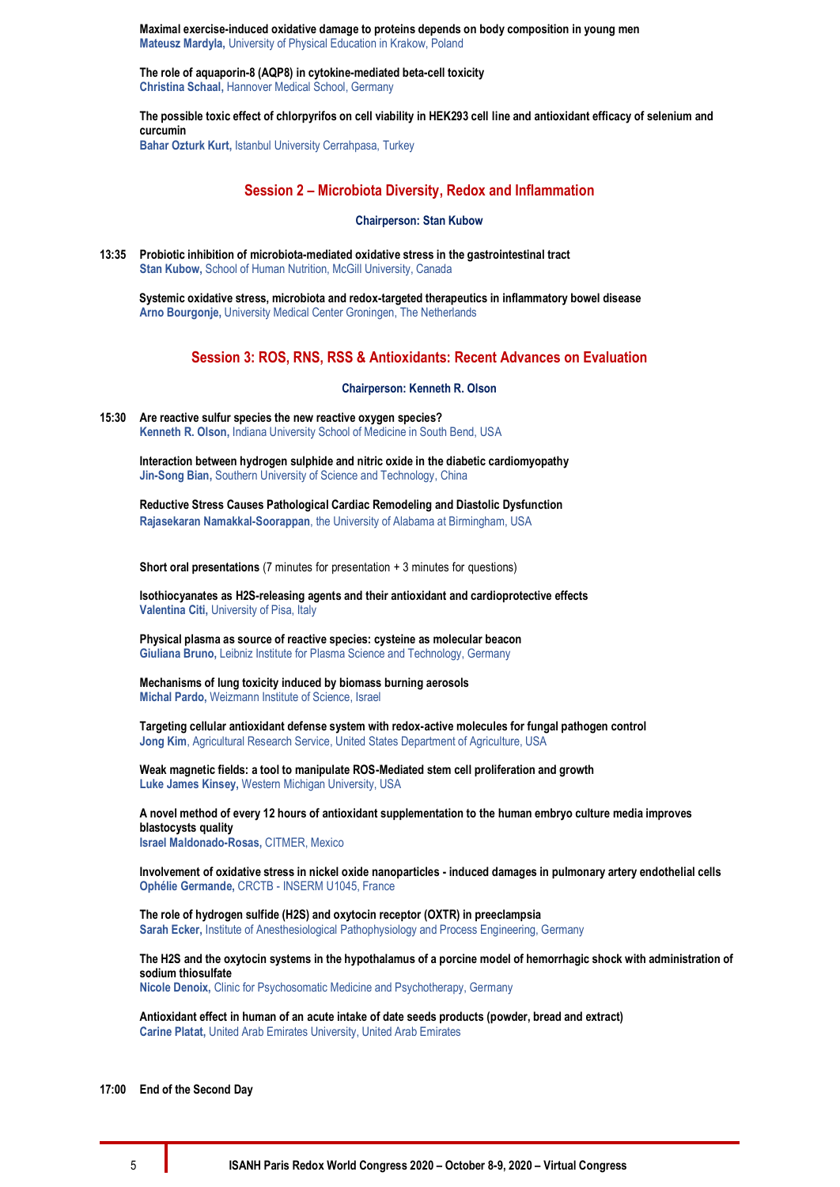**Maximal exercise-induced oxidative damage to proteins depends on body composition in young men**
**Mateusz Mardyla,** University of Physical Education in Krakow, Poland

**The role of aquaporin-8 (AQP8) in cytokine-mediated beta-cell toxicity**
**Christina Schaal,** Hannover Medical School, Germany

**The possible toxic effect of chlorpyrifos on cell viability in HEK293 cell line and antioxidant efficacy of selenium and curcumin**
**Bahar Ozturk Kurt,** Istanbul University Cerrahpasa, Turkey

## Session 2 – Microbiota Diversity, Redox and Inflammation

**Chairperson: Stan Kubow**

**13:35** **Probiotic inhibition of microbiota-mediated oxidative stress in the gastrointestinal tract**
**Stan Kubow,** School of Human Nutrition, McGill University, Canada

**Systemic oxidative stress, microbiota and redox-targeted therapeutics in inflammatory bowel disease**
**Arno Bourgonje,** University Medical Center Groningen, The Netherlands

## Session 3: ROS, RNS, RSS & Antioxidants: Recent Advances on Evaluation

**Chairperson: Kenneth R. Olson**

**15:30** **Are reactive sulfur species the new reactive oxygen species?**
**Kenneth R. Olson,** Indiana University School of Medicine in South Bend, USA

**Interaction between hydrogen sulphide and nitric oxide in the diabetic cardiomyopathy**
**Jin-Song Bian,** Southern University of Science and Technology, China

**Reductive Stress Causes Pathological Cardiac Remodeling and Diastolic Dysfunction**
**Rajasekaran Namakkal-Soorappan**, the University of Alabama at Birmingham, USA

**Short oral presentations** (7 minutes for presentation + 3 minutes for questions)

**Isothiocyanates as H2S-releasing agents and their antioxidant and cardioprotective effects**
**Valentina Citi,** University of Pisa, Italy

**Physical plasma as source of reactive species: cysteine as molecular beacon**
**Giuliana Bruno,** Leibniz Institute for Plasma Science and Technology, Germany

**Mechanisms of lung toxicity induced by biomass burning aerosols**
**Michal Pardo,** Weizmann Institute of Science, Israel

**Targeting cellular antioxidant defense system with redox-active molecules for fungal pathogen control**
**Jong Kim**, Agricultural Research Service, United States Department of Agriculture, USA

**Weak magnetic fields: a tool to manipulate ROS-Mediated stem cell proliferation and growth**
**Luke James Kinsey,** Western Michigan University, USA

**A novel method of every 12 hours of antioxidant supplementation to the human embryo culture media improves blastocysts quality**
**Israel Maldonado-Rosas,** CITMER, Mexico

**Involvement of oxidative stress in nickel oxide nanoparticles - induced damages in pulmonary artery endothelial cells**
**Ophélie Germande,** CRCTB - INSERM U1045, France

**The role of hydrogen sulfide (H2S) and oxytocin receptor (OXTR) in preeclampsia**
**Sarah Ecker,** Institute of Anesthesiological Pathophysiology and Process Engineering, Germany

**The H2S and the oxytocin systems in the hypothalamus of a porcine model of hemorrhagic shock with administration of sodium thiosulfate**
**Nicole Denoix,** Clinic for Psychosomatic Medicine and Psychotherapy, Germany

**Antioxidant effect in human of an acute intake of date seeds products (powder, bread and extract)**
**Carine Platat,** United Arab Emirates University, United Arab Emirates

**17:00** **End of the Second Day**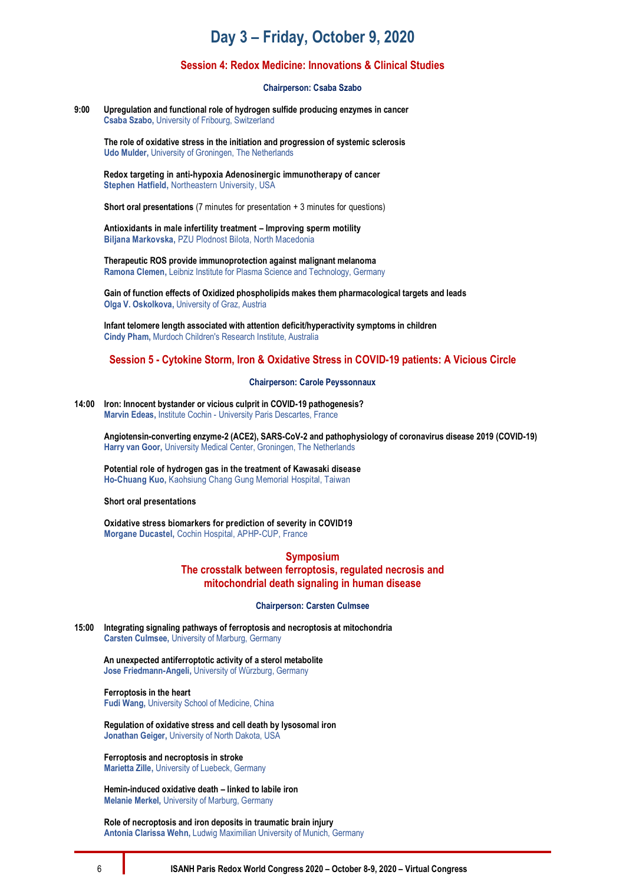# Day 3 – Friday, October 9, 2020

## Session 4: Redox Medicine: Innovations & Clinical Studies

**Chairperson: Csaba Szabo**

**9:00** **Upregulation and functional role of hydrogen sulfide producing enzymes in cancer**
**Csaba Szabo,** University of Fribourg, Switzerland

**The role of oxidative stress in the initiation and progression of systemic sclerosis**
**Udo Mulder,** University of Groningen, The Netherlands

**Redox targeting in anti-hypoxia Adenosinergic immunotherapy of cancer**
**Stephen Hatfield,** Northeastern University, USA

**Short oral presentations** (7 minutes for presentation + 3 minutes for questions)

**Antioxidants in male infertility treatment – Improving sperm motility**
**Biljana Markovska,** PZU Plodnost Bilota, North Macedonia

**Therapeutic ROS provide immunoprotection against malignant melanoma**
**Ramona Clemen,** Leibniz Institute for Plasma Science and Technology, Germany

**Gain of function effects of Oxidized phospholipids makes them pharmacological targets and leads**
**Olga V. Oskolkova,** University of Graz, Austria

**Infant telomere length associated with attention deficit/hyperactivity symptoms in children**
**Cindy Pham,** Murdoch Children's Research Institute, Australia

## Session 5 - Cytokine Storm, Iron & Oxidative Stress in COVID-19 patients: A Vicious Circle

**Chairperson: Carole Peyssonnaux**

**14:00** **Iron: Innocent bystander or vicious culprit in COVID-19 pathogenesis?**
**Marvin Edeas,** Institute Cochin - University Paris Descartes, France

**Angiotensin-converting enzyme-2 (ACE2), SARS-CoV-2 and pathophysiology of coronavirus disease 2019 (COVID-19)**
**Harry van Goor,** University Medical Center, Groningen, The Netherlands

**Potential role of hydrogen gas in the treatment of Kawasaki disease**
**Ho-Chuang Kuo,** Kaohsiung Chang Gung Memorial Hospital, Taiwan

**Short oral presentations**

**Oxidative stress biomarkers for prediction of severity in COVID19**
**Morgane Ducastel,** Cochin Hospital, APHP-CUP, France

## Symposium
## The crosstalk between ferroptosis, regulated necrosis and mitochondrial death signaling in human disease

**Chairperson: Carsten Culmsee**

**15:00** **Integrating signaling pathways of ferroptosis and necroptosis at mitochondria**
**Carsten Culmsee,** University of Marburg, Germany

**An unexpected antiferroptotic activity of a sterol metabolite**
**Jose Friedmann-Angeli,** University of Würzburg, Germany

**Ferroptosis in the heart**
**Fudi Wang,** University School of Medicine, China

**Regulation of oxidative stress and cell death by lysosomal iron**
**Jonathan Geiger,** University of North Dakota, USA

**Ferroptosis and necroptosis in stroke**
**Marietta Zille,** University of Luebeck, Germany

**Hemin-induced oxidative death – linked to labile iron**
**Melanie Merkel,** University of Marburg, Germany

**Role of necroptosis and iron deposits in traumatic brain injury**
**Antonia Clarissa Wehn,** Ludwig Maximilian University of Munich, Germany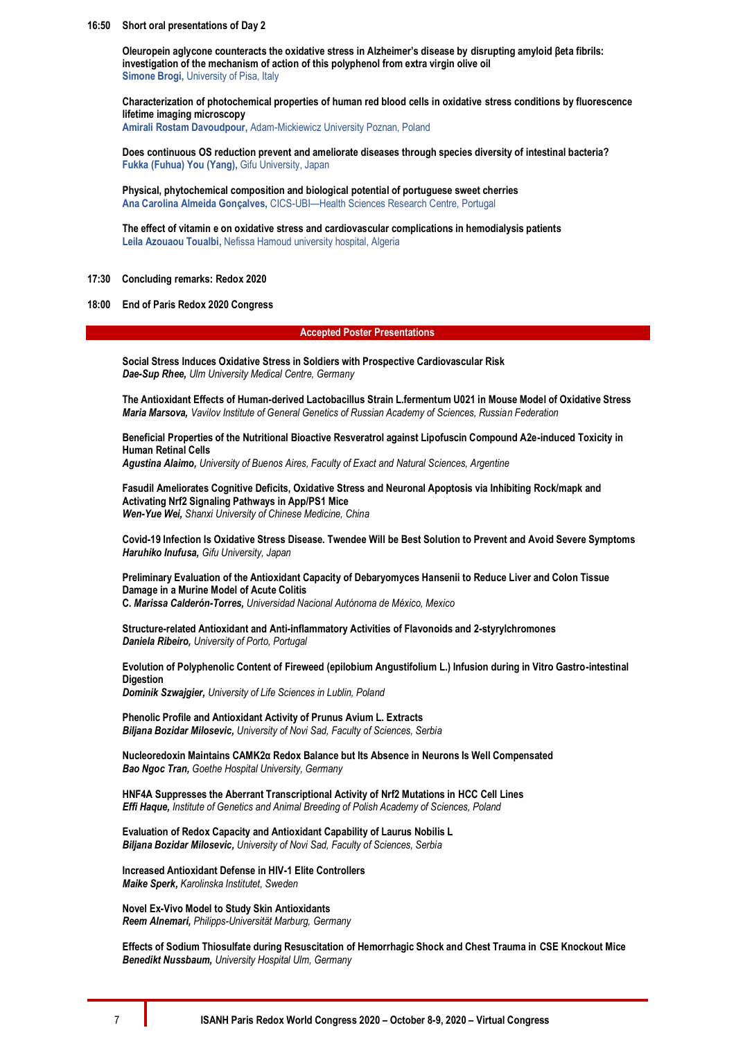**16:50 Short oral presentations of Day 2**

**Oleuropein aglycone counteracts the oxidative stress in Alzheimer's disease by disrupting amyloid βeta fibrils: investigation of the mechanism of action of this polyphenol from extra virgin olive oil**
**Simone Brogi,** University of Pisa, Italy

**Characterization of photochemical properties of human red blood cells in oxidative stress conditions by fluorescence lifetime imaging microscopy**
**Amirali Rostam Davoudpour,** Adam-Mickiewicz University Poznan, Poland

**Does continuous OS reduction prevent and ameliorate diseases through species diversity of intestinal bacteria?**
**Fukka (Fuhua) You (Yang),** Gifu University, Japan

**Physical, phytochemical composition and biological potential of portuguese sweet cherries**
**Ana Carolina Almeida Gonçalves,** CICS-UBI—Health Sciences Research Centre, Portugal

**The effect of vitamin e on oxidative stress and cardiovascular complications in hemodialysis patients**
**Leila Azouaou Toualbi,** Nefissa Hamoud university hospital, Algeria

**17:30 Concluding remarks: Redox 2020**

**18:00 End of Paris Redox 2020 Congress**

## Accepted Poster Presentations

**Social Stress Induces Oxidative Stress in Soldiers with Prospective Cardiovascular Risk**
***Dae-Sup Rhee,*** *Ulm University Medical Centre, Germany*

**The Antioxidant Effects of Human-derived Lactobacillus Strain L.fermentum U021 in Mouse Model of Oxidative Stress**
***Maria Marsova,*** *Vavilov Institute of General Genetics of Russian Academy of Sciences, Russian Federation*

**Beneficial Properties of the Nutritional Bioactive Resveratrol against Lipofuscin Compound A2e-induced Toxicity in Human Retinal Cells**
***Agustina Alaimo,*** *University of Buenos Aires, Faculty of Exact and Natural Sciences, Argentine*

**Fasudil Ameliorates Cognitive Deficits, Oxidative Stress and Neuronal Apoptosis via Inhibiting Rock/mapk and Activating Nrf2 Signaling Pathways in App/PS1 Mice**
***Wen-Yue Wei,*** *Shanxi University of Chinese Medicine, China*

**Covid-19 Infection Is Oxidative Stress Disease. Twendee Will be Best Solution to Prevent and Avoid Severe Symptoms**
***Haruhiko Inufusa,*** *Gifu University, Japan*

**Preliminary Evaluation of the Antioxidant Capacity of Debaryomyces Hansenii to Reduce Liver and Colon Tissue Damage in a Murine Model of Acute Colitis**
***C. Marissa Calderón-Torres,*** *Universidad Nacional Autónoma de México, Mexico*

**Structure-related Antioxidant and Anti-inflammatory Activities of Flavonoids and 2-styrylchromones**
***Daniela Ribeiro,*** *University of Porto, Portugal*

**Evolution of Polyphenolic Content of Fireweed (epilobium Angustifolium L.) Infusion during in Vitro Gastro-intestinal Digestion**
***Dominik Szwajgier,*** *University of Life Sciences in Lublin, Poland*

**Phenolic Profile and Antioxidant Activity of Prunus Avium L. Extracts**
***Biljana Bozidar Milosevic,*** *University of Novi Sad, Faculty of Sciences, Serbia*

**Nucleoredoxin Maintains CAMK2α Redox Balance but Its Absence in Neurons Is Well Compensated**
***Bao Ngoc Tran,*** *Goethe Hospital University, Germany*

**HNF4A Suppresses the Aberrant Transcriptional Activity of Nrf2 Mutations in HCC Cell Lines**
***Effi Haque,*** *Institute of Genetics and Animal Breeding of Polish Academy of Sciences, Poland*

**Evaluation of Redox Capacity and Antioxidant Capability of Laurus Nobilis L**
***Biljana Bozidar Milosevic,*** *University of Novi Sad, Faculty of Sciences, Serbia*

**Increased Antioxidant Defense in HIV-1 Elite Controllers**
***Maike Sperk,*** *Karolinska Institutet, Sweden*

**Novel Ex-Vivo Model to Study Skin Antioxidants**
***Reem Alnemari,*** *Philipps-Universität Marburg, Germany*

**Effects of Sodium Thiosulfate during Resuscitation of Hemorrhagic Shock and Chest Trauma in CSE Knockout Mice**
***Benedikt Nussbaum,*** *University Hospital Ulm, Germany*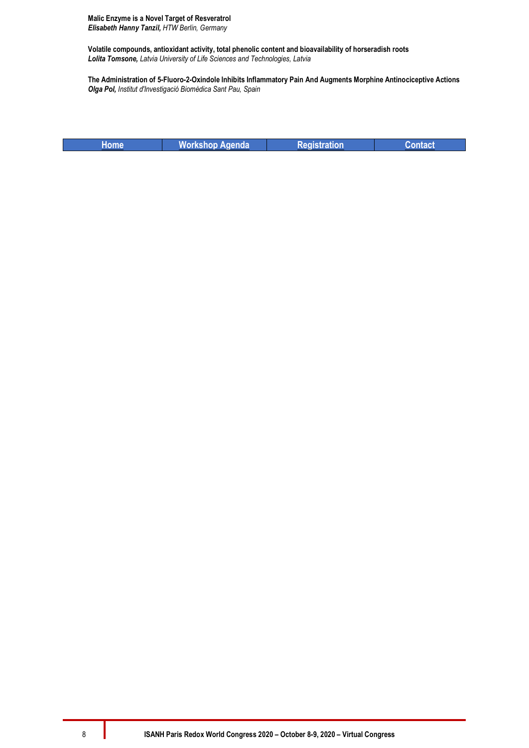**Malic Enzyme is a Novel Target of Resveratrol**
***Elisabeth Hanny Tanzil,*** *HTW Berlin, Germany*

**Volatile compounds, antioxidant activity, total phenolic content and bioavailability of horseradish roots**
***Lolita Tomsone,*** *Latvia University of Life Sciences and Technologies, Latvia*

**The Administration of 5-Fluoro-2-Oxindole Inhibits Inflammatory Pain And Augments Morphine Antinociceptive Actions**
***Olga Pol,*** *Institut d'Investigació Biomèdica Sant Pau, Spain*

| Home | Workshop Agenda | Registration | Contact |
|---|---|---|---|